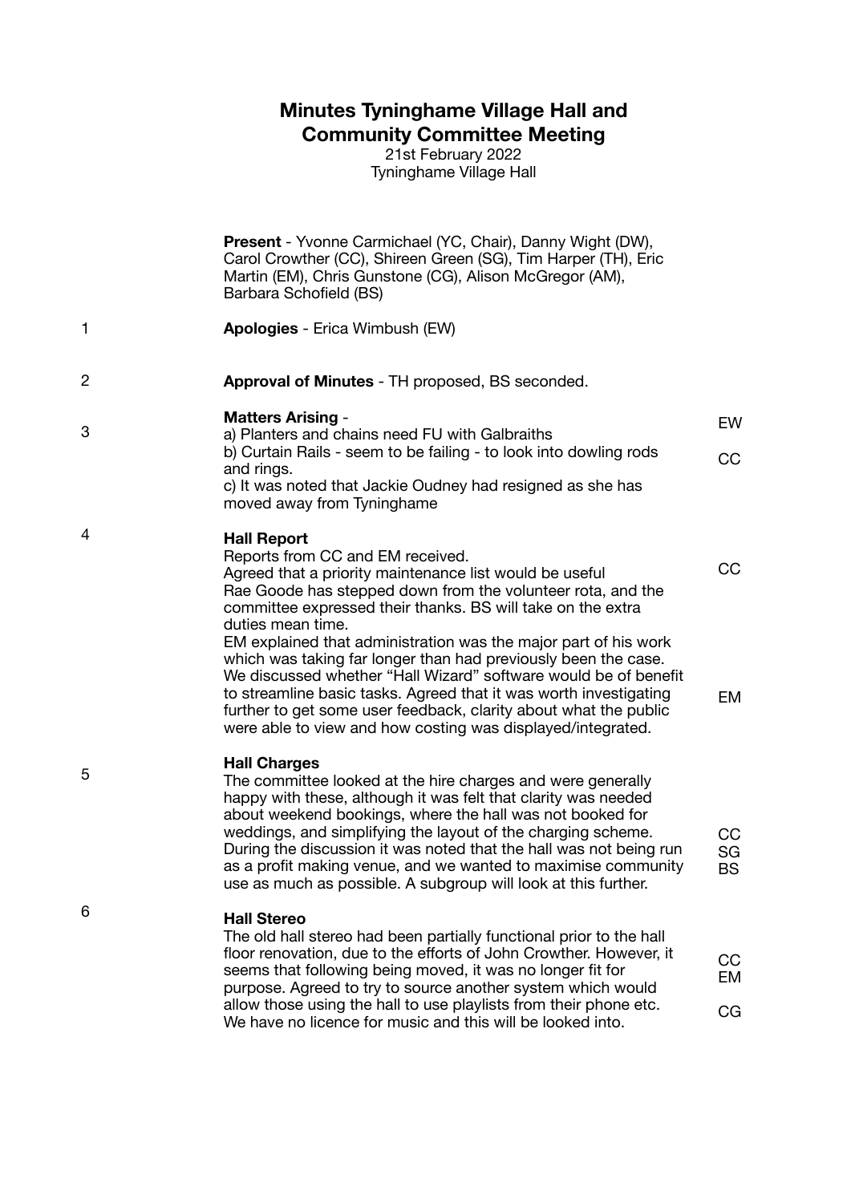# Minutes Tyninghame Village Hall and Community Committee Meeting

21st February 2022

Tyninghame Village Hall

**Present** - Yvonne Carmichael (YC, Chair), Danny Wight (DW), Carol Crowther (CC), Shireen Green (SG), Tim Harper (TH), Eric Martin (EM), Chris Gunstone (CG), Alison McGregor (AM), Barbara Schofield (BS)

| No. | Item | Action |
|---|---|---|
| 1 | **Apologies** - Erica Wimbush (EW) | |
| 2 | **Approval of Minutes** - TH proposed, BS seconded. | |
| 3 | **Matters Arising** -<br>a) Planters and chains need FU with Galbraiths<br>b) Curtain Rails - seem to be failing - to look into dowling rods and rings.<br>c) It was noted that Jackie Oudney had resigned as she has moved away from Tyninghame | EW<br>CC |
| 4 | **Hall Report**<br>Reports from CC and EM received.<br>Agreed that a priority maintenance list would be useful<br>Rae Goode has stepped down from the volunteer rota, and the committee expressed their thanks. BS will take on the extra duties mean time.<br>EM explained that administration was the major part of his work which was taking far longer than had previously been the case. We discussed whether "Hall Wizard" software would be of benefit to streamline basic tasks. Agreed that it was worth investigating further to get some user feedback, clarity about what the public were able to view and how costing was displayed/integrated. | CC<br>EM |
| 5 | **Hall Charges**<br>The committee looked at the hire charges and were generally happy with these, although it was felt that clarity was needed about weekend bookings, where the hall was not booked for weddings, and simplifying the layout of the charging scheme. During the discussion it was noted that the hall was not being run as a profit making venue, and we wanted to maximise community use as much as possible. A subgroup will look at this further. | CC<br>SG<br>BS |
| 6 | **Hall Stereo**<br>The old hall stereo had been partially functional prior to the hall floor renovation, due to the efforts of John Crowther. However, it seems that following being moved, it was no longer fit for purpose. Agreed to try to source another system which would allow those using the hall to use playlists from their phone etc. We have no licence for music and this will be looked into. | CC<br>EM<br>CG |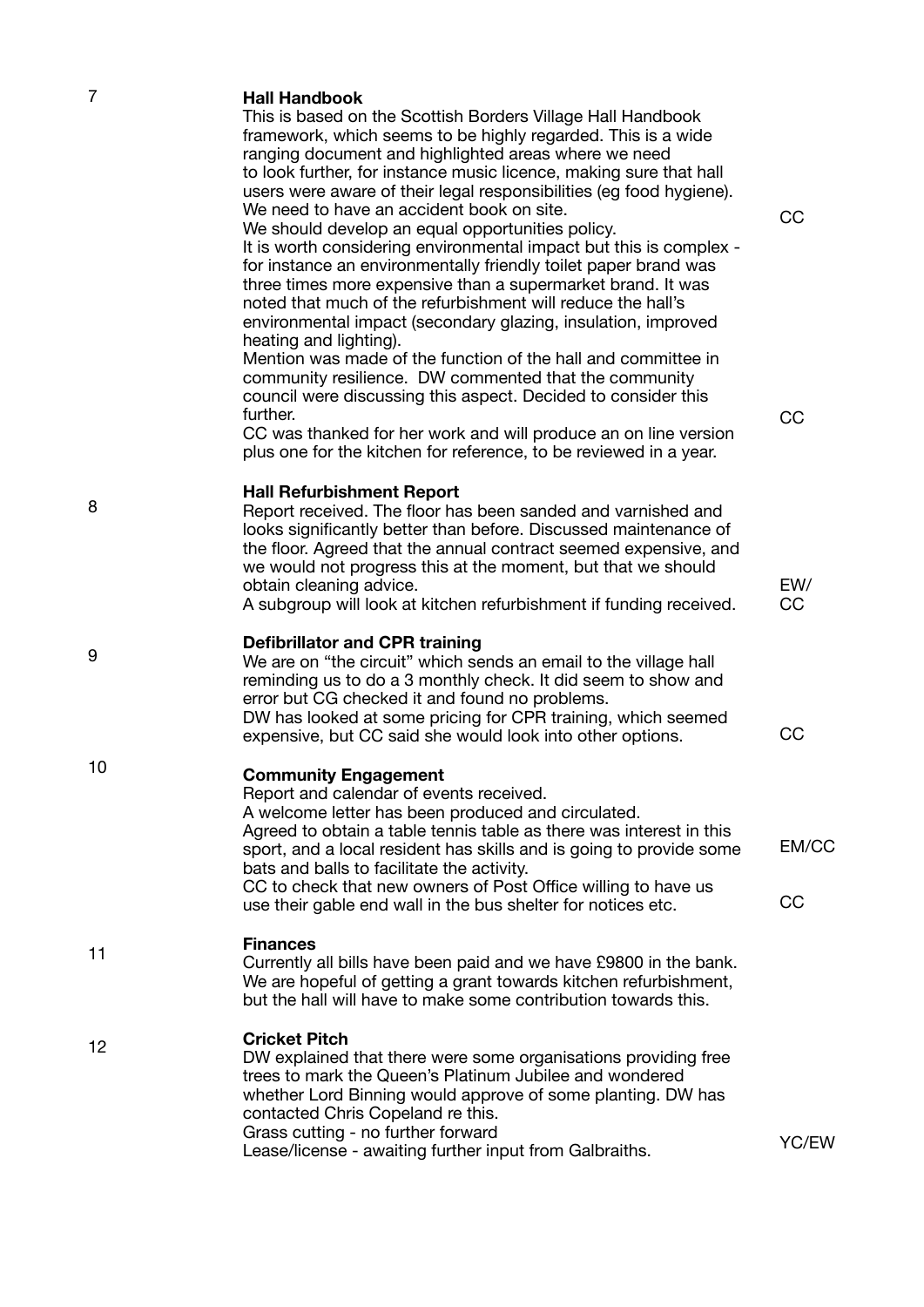| | | |
|---|---|---|
| 7 | **Hall Handbook**<br>This is based on the Scottish Borders Village Hall Handbook framework, which seems to be highly regarded. This is a wide ranging document and highlighted areas where we need to look further, for instance music licence, making sure that hall users were aware of their legal responsibilities (eg food hygiene). We need to have an accident book on site.<br>We should develop an equal opportunities policy.<br>It is worth considering environmental impact but this is complex - for instance an environmentally friendly toilet paper brand was three times more expensive than a supermarket brand. It was noted that much of the refurbishment will reduce the hall's environmental impact (secondary glazing, insulation, improved heating and lighting).<br>Mention was made of the function of the hall and committee in community resilience. DW commented that the community council were discussing this aspect. Decided to consider this further.<br>CC was thanked for her work and will produce an on line version plus one for the kitchen for reference, to be reviewed in a year. | CC<br><br>CC |
| 8 | **Hall Refurbishment Report**<br>Report received. The floor has been sanded and varnished and looks significantly better than before. Discussed maintenance of the floor. Agreed that the annual contract seemed expensive, and we would not progress this at the moment, but that we should obtain cleaning advice.<br>A subgroup will look at kitchen refurbishment if funding received. | EW/<br>CC |
| 9 | **Defibrillator and CPR training**<br>We are on "the circuit" which sends an email to the village hall reminding us to do a 3 monthly check. It did seem to show and error but CG checked it and found no problems.<br>DW has looked at some pricing for CPR training, which seemed expensive, but CC said she would look into other options. | CC |
| 10 | **Community Engagement**<br>Report and calendar of events received.<br>A welcome letter has been produced and circulated.<br>Agreed to obtain a table tennis table as there was interest in this sport, and a local resident has skills and is going to provide some bats and balls to facilitate the activity.<br>CC to check that new owners of Post Office willing to have us use their gable end wall in the bus shelter for notices etc. | EM/CC<br><br>CC |
| 11 | **Finances**<br>Currently all bills have been paid and we have £9800 in the bank. We are hopeful of getting a grant towards kitchen refurbishment, but the hall will have to make some contribution towards this. | |
| 12 | **Cricket Pitch**<br>DW explained that there were some organisations providing free trees to mark the Queen's Platinum Jubilee and wondered whether Lord Binning would approve of some planting. DW has contacted Chris Copeland re this.<br>Grass cutting - no further forward<br>Lease/license - awaiting further input from Galbraiths. | YC/EW |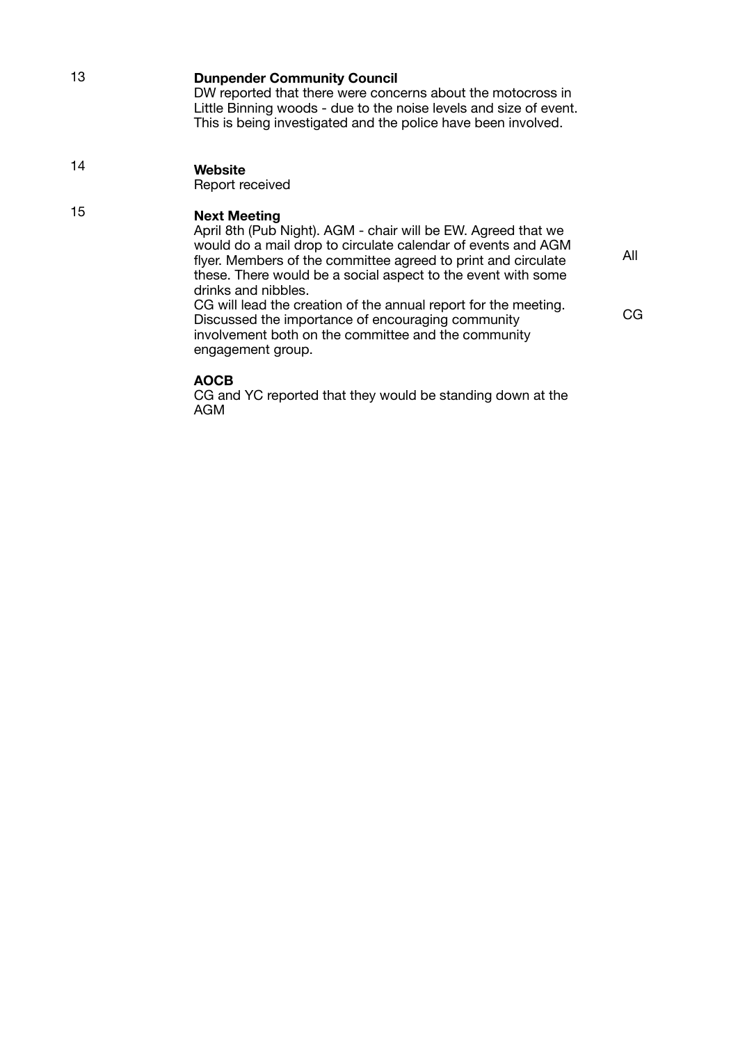13 **Dunpender Community Council**

DW reported that there were concerns about the motocross in Little Binning woods - due to the noise levels and size of event. This is being investigated and the police have been involved.

14 **Website**

Report received

15 **Next Meeting**

April 8th (Pub Night). AGM - chair will be EW. Agreed that we would do a mail drop to circulate calendar of events and AGM flyer. Members of the committee agreed to print and circulate these. There would be a social aspect to the event with some drinks and nibbles. — All

CG will lead the creation of the annual report for the meeting. Discussed the importance of encouraging community involvement both on the committee and the community engagement group. — CG

**AOCB**

CG and YC reported that they would be standing down at the AGM